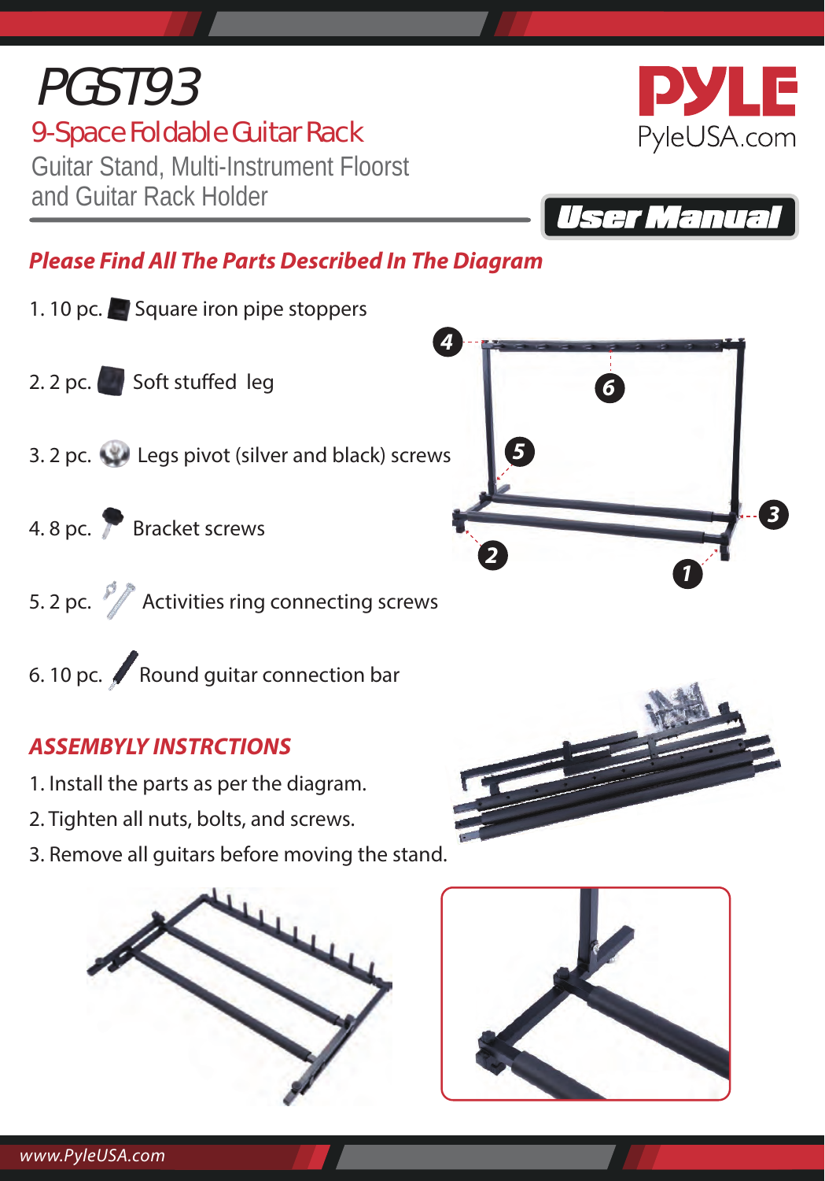# PGST93

## 9-Space Foldable Guitar Rack

Guitar Stand, Multi-Instrument Floorst and Guitar Rack Holder

PYLE
PyleUSA.com

**User Manual**

### *Please Find All The Parts Described In The Diagram*

1. 10 pc. Square iron pipe stoppers
2. 2 pc. Soft stuffed leg
3. 2 pc. Legs pivot (silver and black) screws
4. 8 pc. Bracket screws
5. 2 pc. Activities ring connecting screws
6. 10 pc. Round guitar connection bar

### *ASSEMBYLY INSTRCTIONS*

1. Install the parts as per the diagram.
2. Tighten all nuts, bolts, and screws.
3. Remove all guitars before moving the stand.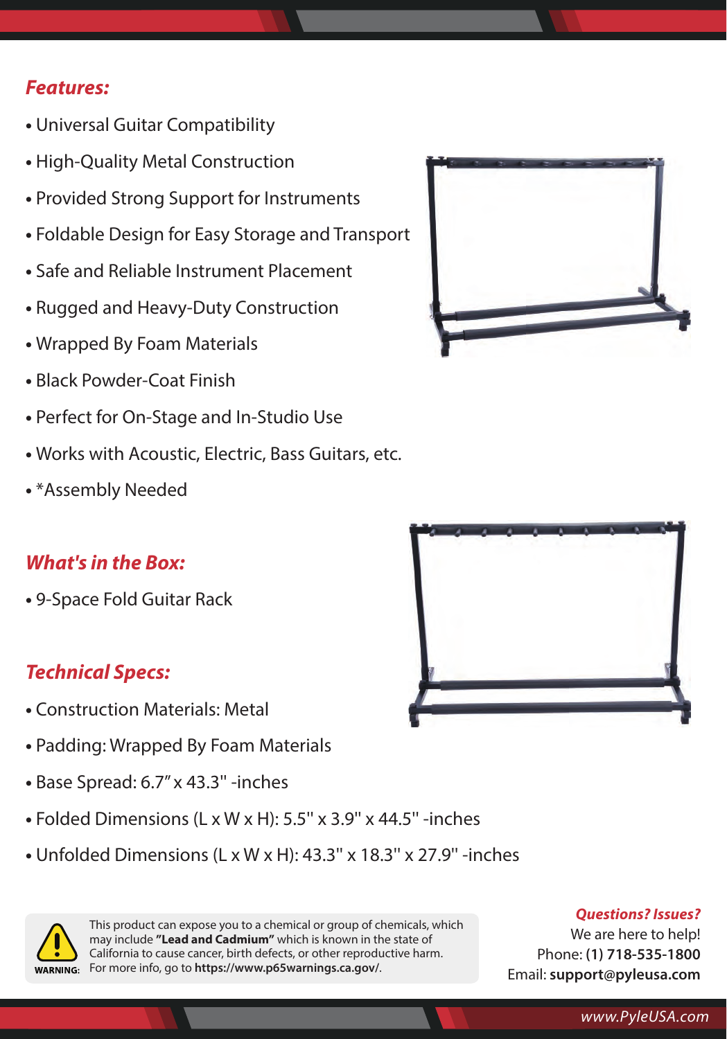## *Features:*

- Universal Guitar Compatibility
- High-Quality Metal Construction
- Provided Strong Support for Instruments
- Foldable Design for Easy Storage and Transport
- Safe and Reliable Instrument Placement
- Rugged and Heavy-Duty Construction
- Wrapped By Foam Materials
- Black Powder-Coat Finish
- Perfect for On-Stage and In-Studio Use
- Works with Acoustic, Electric, Bass Guitars, etc.
- *Assembly Needed

## *What's in the Box:*

- 9-Space Fold Guitar Rack

## *Technical Specs:*

- Construction Materials: Metal
- Padding: Wrapped By Foam Materials
- Base Spread: 6.7" x 43.3" -inches
- Folded Dimensions (L x W x H): 5.5" x 3.9" x 44.5" -inches
- Unfolded Dimensions (L x W x H): 43.3" x 18.3" x 27.9" -inches

**WARNING:** This product can expose you to a chemical or group of chemicals, which may include **"Lead and Cadmium"** which is known in the state of California to cause cancer, birth defects, or other reproductive harm. For more info, go to **https://www.p65warnings.ca.gov/**.

***Questions? Issues?***
We are here to help!
Phone: **(1) 718-535-1800**
Email: **support@pyleusa.com**

*www.PyleUSA.com*